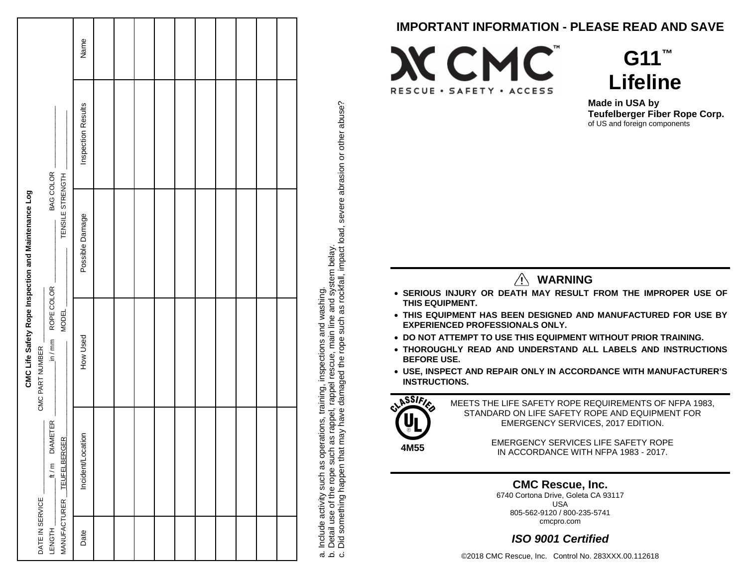## CMC Life Safety Rope Inspection and Maintenance Log

DATE IN SERVICE ______ CMC PART NUMBER ______

LENGTH ______ ft / m DIAMETER ______ in / mm ROPE COLOR ______ BAG COLOR ______

MANUFACTURER TEUFELBERGER MODEL ______ TENSILE STRENGTH ______

| Date | Incident/Location | How Used | Possible Damage | Inspection Results | Name |
|---|---|---|---|---|---|
| | | | | | |
| | | | | | |
| | | | | | |
| | | | | | |
| | | | | | |
| | | | | | |
| | | | | | |
| | | | | | |
| | | | | | |
| | | | | | |

a. Include activity such as operations, training, inspections and washing.
b. Detail use of the rope such as rappel, rappel rescue, main line and system belay.
c. Did something happen that may have damaged the rope such as rockfall, impact load, severe abrasion or other abuse?

# IMPORTANT INFORMATION - PLEASE READ AND SAVE

CMC™
RESCUE • SAFETY • ACCESS

# G11™ Lifeline

**Made in USA by**
**Teufelberger Fiber Rope Corp.**
of US and foreign components

## ⚠ WARNING

- **SERIOUS INJURY OR DEATH MAY RESULT FROM THE IMPROPER USE OF THIS EQUIPMENT.**
- **THIS EQUIPMENT HAS BEEN DESIGNED AND MANUFACTURED FOR USE BY EXPERIENCED PROFESSIONALS ONLY.**
- **DO NOT ATTEMPT TO USE THIS EQUIPMENT WITHOUT PRIOR TRAINING.**
- **THOROUGHLY READ AND UNDERSTAND ALL LABELS AND INSTRUCTIONS BEFORE USE.**
- **USE, INSPECT AND REPAIR ONLY IN ACCORDANCE WITH MANUFACTURER'S INSTRUCTIONS.**

CLASSIFIED UL ® **4M55**

MEETS THE LIFE SAFETY ROPE REQUIREMENTS OF NFPA 1983, STANDARD ON LIFE SAFETY ROPE AND EQUIPMENT FOR EMERGENCY SERVICES, 2017 EDITION.

EMERGENCY SERVICES LIFE SAFETY ROPE IN ACCORDANCE WITH NFPA 1983 - 2017.

**CMC Rescue, Inc.**
6740 Cortona Drive, Goleta CA 93117
USA
805-562-9120 / 800-235-5741
cmcpro.com

***ISO 9001 Certified***

©2018 CMC Rescue, Inc. Control No. 283XXX.00.112618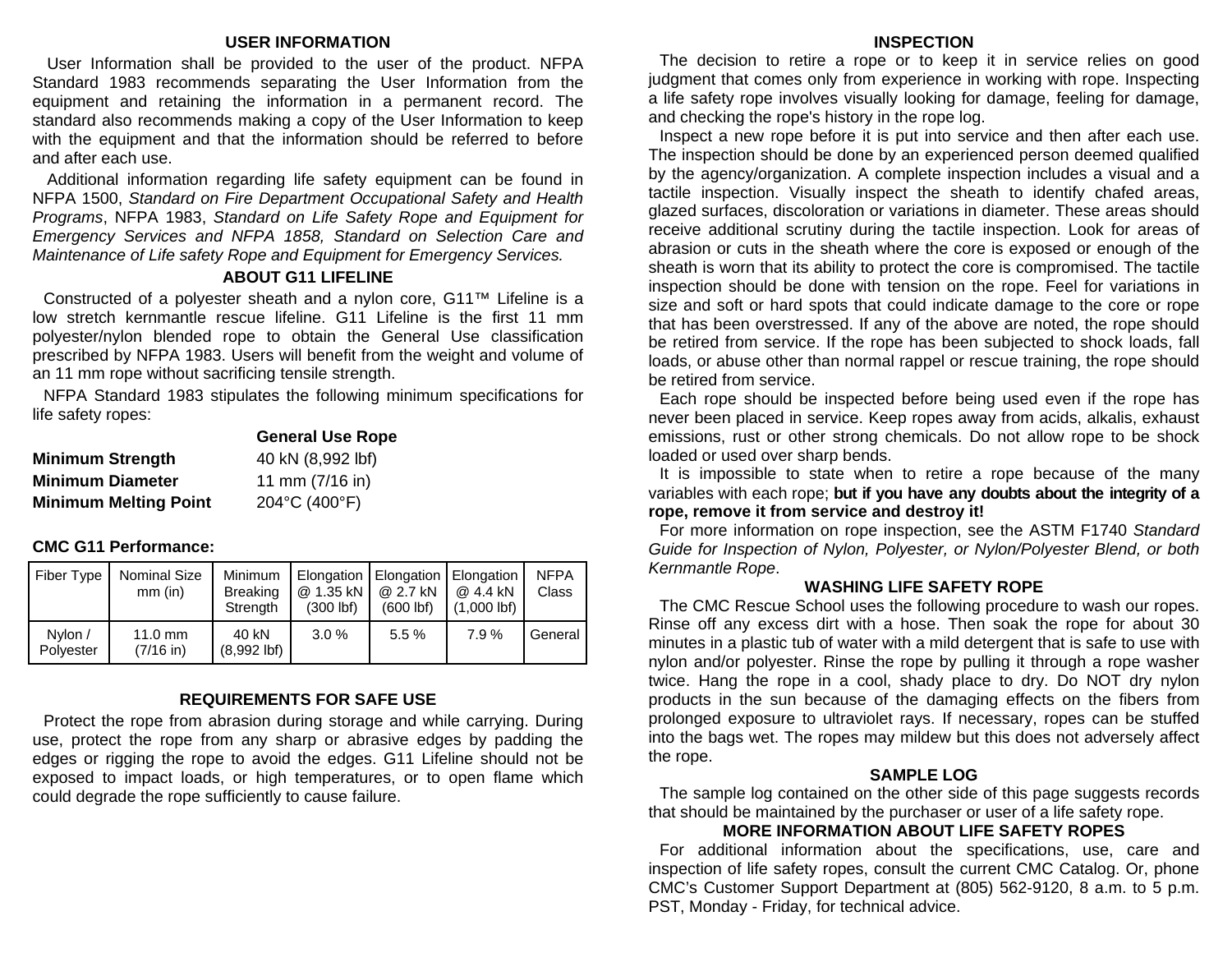## USER INFORMATION

User Information shall be provided to the user of the product. NFPA Standard 1983 recommends separating the User Information from the equipment and retaining the information in a permanent record. The standard also recommends making a copy of the User Information to keep with the equipment and that the information should be referred to before and after each use.

Additional information regarding life safety equipment can be found in NFPA 1500, *Standard on Fire Department Occupational Safety and Health Programs*, NFPA 1983, *Standard on Life Safety Rope and Equipment for Emergency Services and NFPA 1858, Standard on Selection Care and Maintenance of Life safety Rope and Equipment for Emergency Services.*

## ABOUT G11 LIFELINE

Constructed of a polyester sheath and a nylon core, G11™ Lifeline is a low stretch kernmantle rescue lifeline. G11 Lifeline is the first 11 mm polyester/nylon blended rope to obtain the General Use classification prescribed by NFPA 1983. Users will benefit from the weight and volume of an 11 mm rope without sacrificing tensile strength.

NFPA Standard 1983 stipulates the following minimum specifications for life safety ropes:

| | **General Use Rope** |
|---|---|
| **Minimum Strength** | 40 kN (8,992 lbf) |
| **Minimum Diameter** | 11 mm (7/16 in) |
| **Minimum Melting Point** | 204°C (400°F) |

**CMC G11 Performance:**

| Fiber Type | Nominal Size mm (in) | Minimum Breaking Strength | Elongation @ 1.35 kN (300 lbf) | Elongation @ 2.7 kN (600 lbf) | Elongation @ 4.4 kN (1,000 lbf) | NFPA Class |
|---|---|---|---|---|---|---|
| Nylon / Polyester | 11.0 mm (7/16 in) | 40 kN (8,992 lbf) | 3.0 % | 5.5 % | 7.9 % | General |

## REQUIREMENTS FOR SAFE USE

Protect the rope from abrasion during storage and while carrying. During use, protect the rope from any sharp or abrasive edges by padding the edges or rigging the rope to avoid the edges. G11 Lifeline should not be exposed to impact loads, or high temperatures, or to open flame which could degrade the rope sufficiently to cause failure.

## INSPECTION

The decision to retire a rope or to keep it in service relies on good judgment that comes only from experience in working with rope. Inspecting a life safety rope involves visually looking for damage, feeling for damage, and checking the rope's history in the rope log.

Inspect a new rope before it is put into service and then after each use. The inspection should be done by an experienced person deemed qualified by the agency/organization. A complete inspection includes a visual and a tactile inspection. Visually inspect the sheath to identify chafed areas, glazed surfaces, discoloration or variations in diameter. These areas should receive additional scrutiny during the tactile inspection. Look for areas of abrasion or cuts in the sheath where the core is exposed or enough of the sheath is worn that its ability to protect the core is compromised. The tactile inspection should be done with tension on the rope. Feel for variations in size and soft or hard spots that could indicate damage to the core or rope that has been overstressed. If any of the above are noted, the rope should be retired from service. If the rope has been subjected to shock loads, fall loads, or abuse other than normal rappel or rescue training, the rope should be retired from service.

Each rope should be inspected before being used even if the rope has never been placed in service. Keep ropes away from acids, alkalis, exhaust emissions, rust or other strong chemicals. Do not allow rope to be shock loaded or used over sharp bends.

It is impossible to state when to retire a rope because of the many variables with each rope; **but if you have any doubts about the integrity of a rope, remove it from service and destroy it!**

For more information on rope inspection, see the ASTM F1740 *Standard Guide for Inspection of Nylon, Polyester, or Nylon/Polyester Blend, or both Kernmantle Rope*.

## WASHING LIFE SAFETY ROPE

The CMC Rescue School uses the following procedure to wash our ropes. Rinse off any excess dirt with a hose. Then soak the rope for about 30 minutes in a plastic tub of water with a mild detergent that is safe to use with nylon and/or polyester. Rinse the rope by pulling it through a rope washer twice. Hang the rope in a cool, shady place to dry. Do NOT dry nylon products in the sun because of the damaging effects on the fibers from prolonged exposure to ultraviolet rays. If necessary, ropes can be stuffed into the bags wet. The ropes may mildew but this does not adversely affect the rope.

## SAMPLE LOG

The sample log contained on the other side of this page suggests records that should be maintained by the purchaser or user of a life safety rope.

## MORE INFORMATION ABOUT LIFE SAFETY ROPES

For additional information about the specifications, use, care and inspection of life safety ropes, consult the current CMC Catalog. Or, phone CMC's Customer Support Department at (805) 562-9120, 8 a.m. to 5 p.m. PST, Monday - Friday, for technical advice.